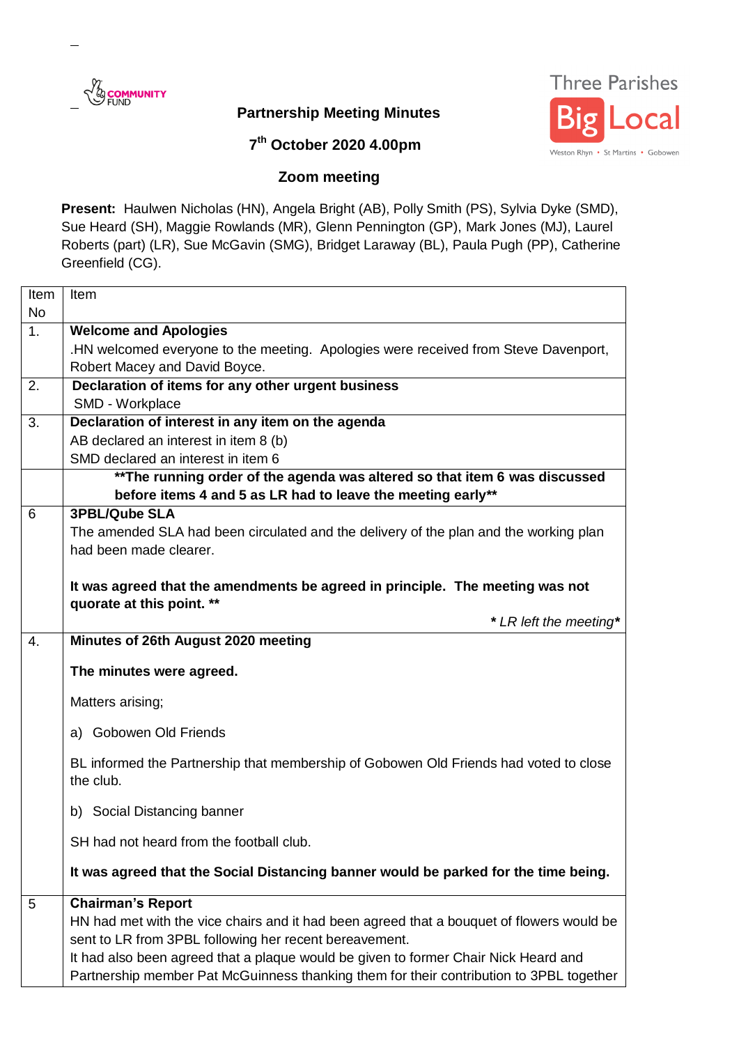**Partnership Meeting Minutes**

**7th October 2020 4.00pm**

**Zoom meeting**

**Present:** Haulwen Nicholas (HN), Angela Bright (AB), Polly Smith (PS), Sylvia Dyke (SMD), Sue Heard (SH), Maggie Rowlands (MR), Glenn Pennington (GP), Mark Jones (MJ), Laurel Roberts (part) (LR), Sue McGavin (SMG), Bridget Laraway (BL), Paula Pugh (PP), Catherine Greenfield (CG).

| Item No | Item |
|---|---|
| 1. | **Welcome and Apologies**<br>.HN welcomed everyone to the meeting. Apologies were received from Steve Davenport, Robert Macey and David Boyce. |
| 2. | **Declaration of items for any other urgent business**<br>SMD - Workplace |
| 3. | **Declaration of interest in any item on the agenda**<br>AB declared an interest in item 8 (b)<br>SMD declared an interest in item 6 |
| | **\*\*The running order of the agenda was altered so that item 6 was discussed before items 4 and 5 as LR had to leave the meeting early\*\*** |
| 6 | **3PBL/Qube SLA**<br>The amended SLA had been circulated and the delivery of the plan and the working plan had been made clearer.<br><br>**It was agreed that the amendments be agreed in principle. The meeting was not quorate at this point. \*\***<br>***\* LR left the meeting\**** |
| 4. | **Minutes of 26th August 2020 meeting**<br><br>**The minutes were agreed.**<br><br>Matters arising;<br><br>a) Gobowen Old Friends<br><br>BL informed the Partnership that membership of Gobowen Old Friends had voted to close the club.<br><br>b) Social Distancing banner<br><br>SH had not heard from the football club.<br><br>**It was agreed that the Social Distancing banner would be parked for the time being.** |
| 5 | **Chairman's Report**<br>HN had met with the vice chairs and it had been agreed that a bouquet of flowers would be sent to LR from 3PBL following her recent bereavement.<br>It had also been agreed that a plaque would be given to former Chair Nick Heard and Partnership member Pat McGuinness thanking them for their contribution to 3PBL together |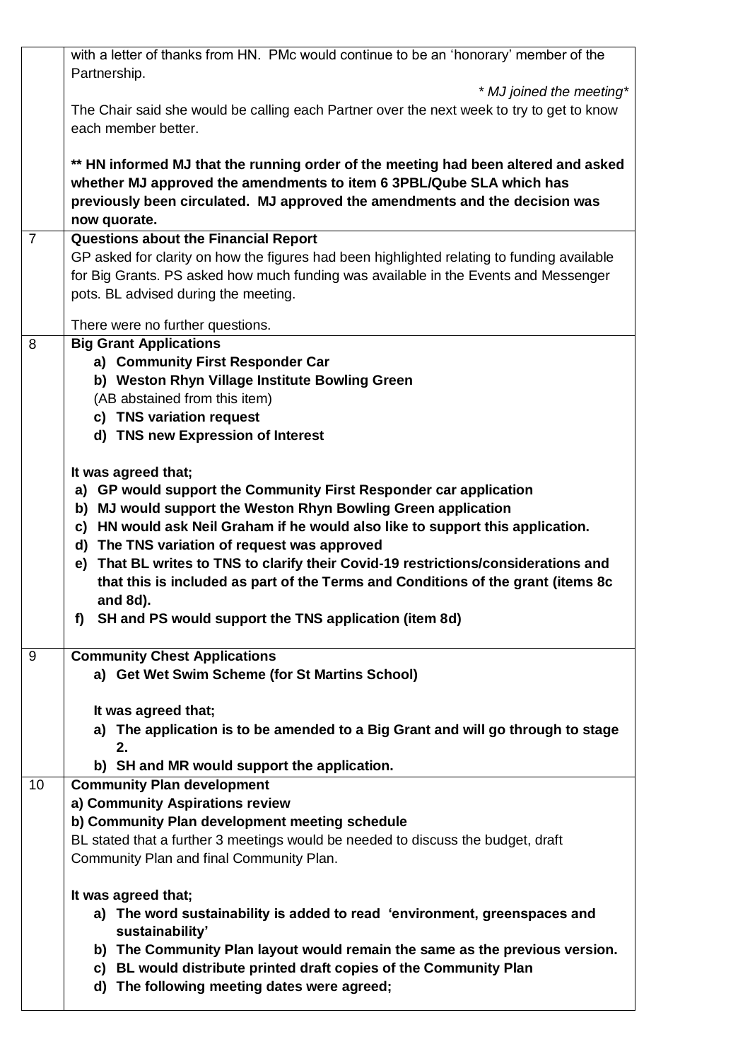| | |
|---|---|
| | with a letter of thanks from HN. PMc would continue to be an 'honorary' member of the Partnership.<br><br>*\* MJ joined the meeting\**<br><br>The Chair said she would be calling each Partner over the next week to try to get to know each member better.<br><br>**\*\* HN informed MJ that the running order of the meeting had been altered and asked whether MJ approved the amendments to item 6 3PBL/Qube SLA which has previously been circulated. MJ approved the amendments and the decision was now quorate.** |
| 7 | **Questions about the Financial Report**<br>GP asked for clarity on how the figures had been highlighted relating to funding available for Big Grants. PS asked how much funding was available in the Events and Messenger pots. BL advised during the meeting.<br><br>There were no further questions. |
| 8 | **Big Grant Applications**<br>**a) Community First Responder Car**<br>**b) Weston Rhyn Village Institute Bowling Green**<br>(AB abstained from this item)<br>**c) TNS variation request**<br>**d) TNS new Expression of Interest**<br><br>**It was agreed that;**<br>**a) GP would support the Community First Responder car application**<br>**b) MJ would support the Weston Rhyn Bowling Green application**<br>**c) HN would ask Neil Graham if he would also like to support this application.**<br>**d) The TNS variation of request was approved**<br>**e) That BL writes to TNS to clarify their Covid-19 restrictions/considerations and that this is included as part of the Terms and Conditions of the grant (items 8c and 8d).**<br>**f) SH and PS would support the TNS application (item 8d)** |
| 9 | **Community Chest Applications**<br>**a) Get Wet Swim Scheme (for St Martins School)**<br><br>**It was agreed that;**<br>**a) The application is to be amended to a Big Grant and will go through to stage 2.**<br>**b) SH and MR would support the application.** |
| 10 | **Community Plan development**<br>**a) Community Aspirations review**<br>**b) Community Plan development meeting schedule**<br>BL stated that a further 3 meetings would be needed to discuss the budget, draft Community Plan and final Community Plan.<br><br>**It was agreed that;**<br>**a) The word sustainability is added to read 'environment, greenspaces and sustainability'**<br>**b) The Community Plan layout would remain the same as the previous version.**<br>**c) BL would distribute printed draft copies of the Community Plan**<br>**d) The following meeting dates were agreed;** |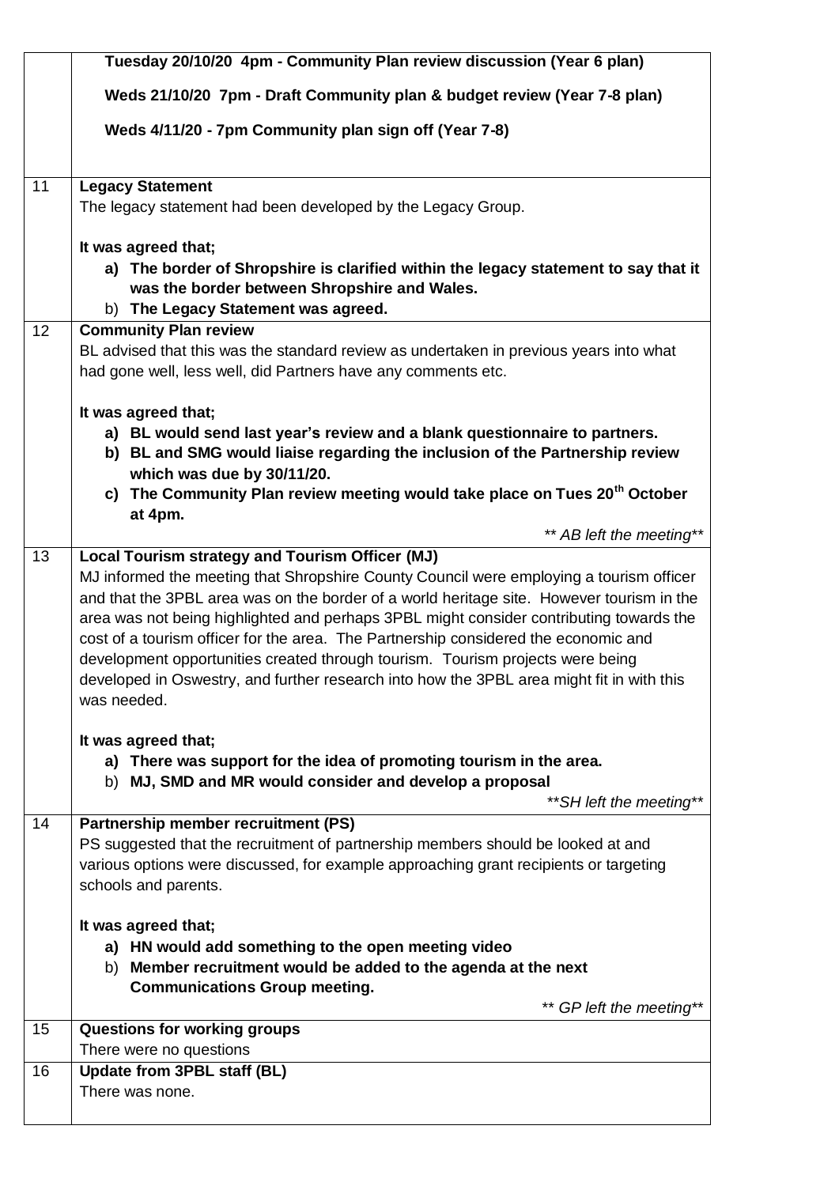| | |
|---|---|
| | **Tuesday 20/10/20 4pm - Community Plan review discussion (Year 6 plan)**<br><br>**Weds 21/10/20 7pm - Draft Community plan & budget review (Year 7-8 plan)**<br><br>**Weds 4/11/20 - 7pm Community plan sign off (Year 7-8)** |
| 11 | **Legacy Statement**<br>The legacy statement had been developed by the Legacy Group.<br><br>**It was agreed that;**<br>a) **The border of Shropshire is clarified within the legacy statement to say that it was the border between Shropshire and Wales.**<br>b) **The Legacy Statement was agreed.** |
| 12 | **Community Plan review**<br>BL advised that this was the standard review as undertaken in previous years into what had gone well, less well, did Partners have any comments etc.<br><br>**It was agreed that;**<br>a) **BL would send last year's review and a blank questionnaire to partners.**<br>b) **BL and SMG would liaise regarding the inclusion of the Partnership review which was due by 30/11/20.**<br>c) **The Community Plan review meeting would take place on Tues 20th October at 4pm.**<br><br>*\*\* AB left the meeting\*\** |
| 13 | **Local Tourism strategy and Tourism Officer (MJ)**<br>MJ informed the meeting that Shropshire County Council were employing a tourism officer and that the 3PBL area was on the border of a world heritage site. However tourism in the area was not being highlighted and perhaps 3PBL might consider contributing towards the cost of a tourism officer for the area. The Partnership considered the economic and development opportunities created through tourism. Tourism projects were being developed in Oswestry, and further research into how the 3PBL area might fit in with this was needed.<br><br>**It was agreed that;**<br>a) **There was support for the idea of promoting tourism in the area.**<br>b) **MJ, SMD and MR would consider and develop a proposal**<br><br>*\*\*SH left the meeting\*\** |
| 14 | **Partnership member recruitment (PS)**<br>PS suggested that the recruitment of partnership members should be looked at and various options were discussed, for example approaching grant recipients or targeting schools and parents.<br><br>**It was agreed that;**<br>a) **HN would add something to the open meeting video**<br>b) **Member recruitment would be added to the agenda at the next Communications Group meeting.**<br><br>*\*\* GP left the meeting\*\** |
| 15 | **Questions for working groups**<br>There were no questions |
| 16 | **Update from 3PBL staff (BL)**<br>There was none. |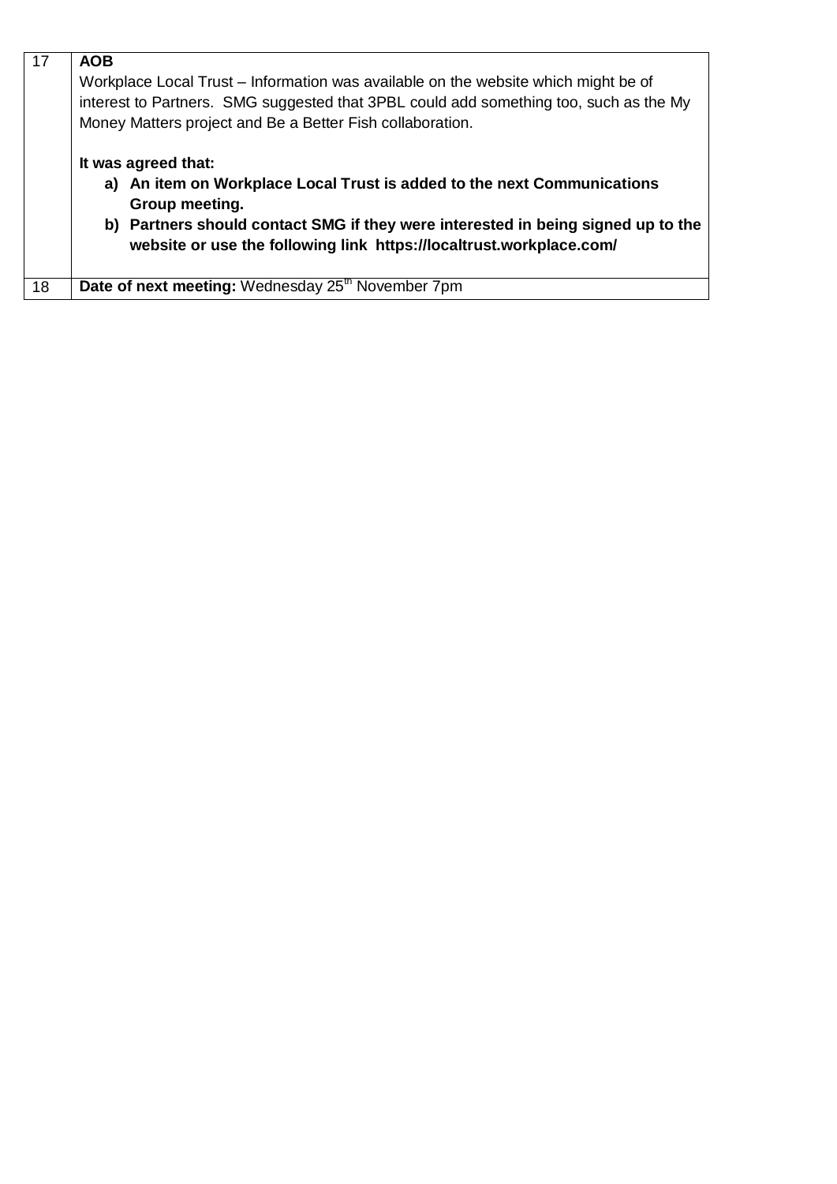| | |
|---|---|
| 17 | **AOB**<br>Workplace Local Trust – Information was available on the website which might be of interest to Partners. SMG suggested that 3PBL could add something too, such as the My Money Matters project and Be a Better Fish collaboration.<br><br>**It was agreed that:**<br>**a) An item on Workplace Local Trust is added to the next Communications Group meeting.**<br>**b) Partners should contact SMG if they were interested in being signed up to the website or use the following link https://localtrust.workplace.com/** |
| 18 | **Date of next meeting:** Wednesday 25th November 7pm |